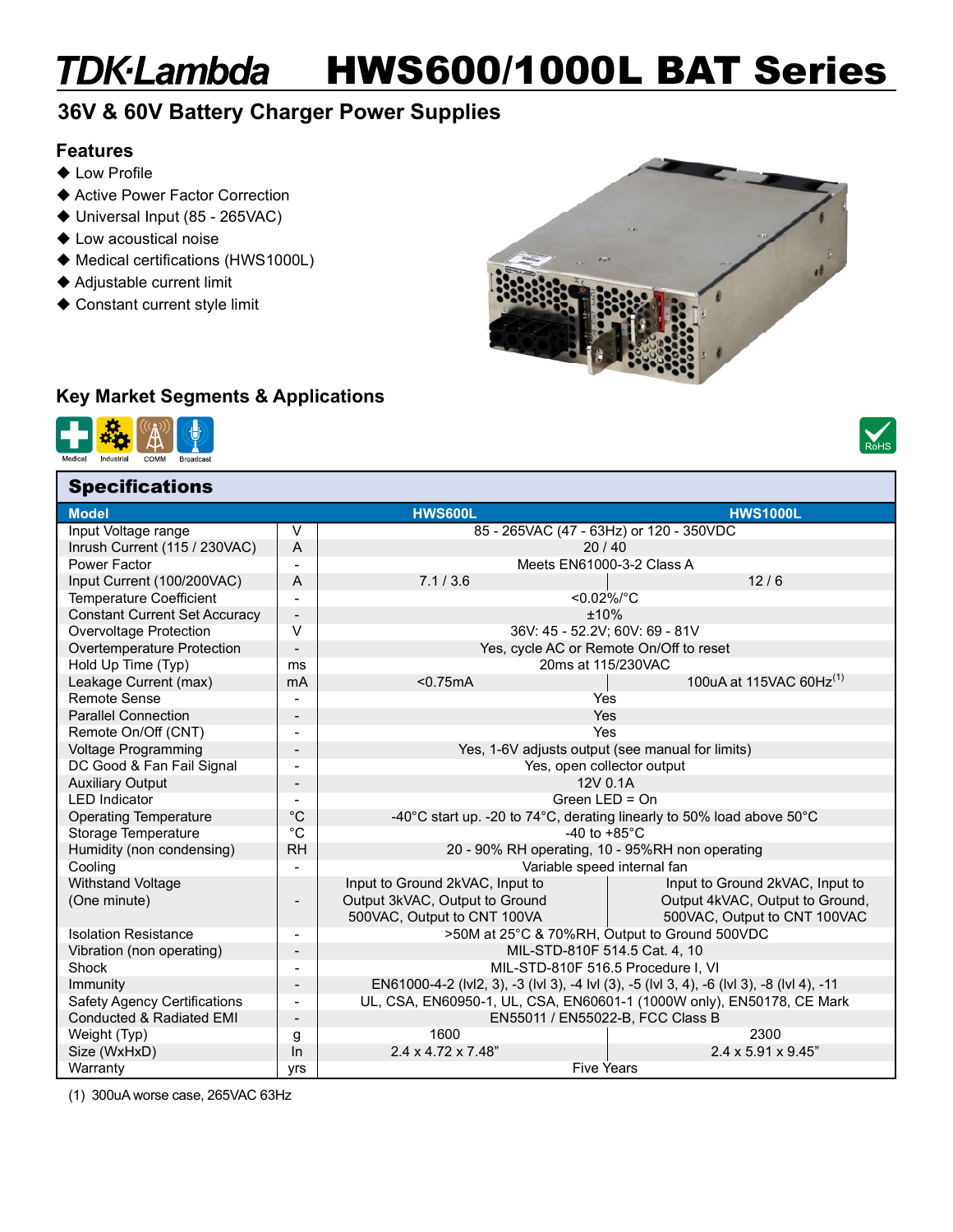# TDK·Lambda HWS600/1000L BAT Series

## 36V & 60V Battery Charger Power Supplies

### Features

- ◆ Low Profile
- ◆ Active Power Factor Correction
- ◆ Universal Input (85 - 265VAC)
- ◆ Low acoustical noise
- ◆ Medical certifications (HWS1000L)
- ◆ Adjustable current limit
- ◆ Constant current style limit

### Key Market Segments & Applications

Medical, Industrial, COMM, Broadcast

RoHS

## Specifications

| Model | | HWS600L | HWS1000L |
|---|---|---|---|
| Input Voltage range | V | 85 - 265VAC (47 - 63Hz) or 120 - 350VDC | |
| Inrush Current (115 / 230VAC) | A | 20 / 40 | |
| Power Factor | - | Meets EN61000-3-2 Class A | |
| Input Current (100/200VAC) | A | 7.1 / 3.6 | 12 / 6 |
| Temperature Coefficient | - | <0.02%/°C | |
| Constant Current Set Accuracy | - | ±10% | |
| Overvoltage Protection | V | 36V: 45 - 52.2V; 60V: 69 - 81V | |
| Overtemperature Protection | - | Yes, cycle AC or Remote On/Off to reset | |
| Hold Up Time (Typ) | ms | 20ms at 115/230VAC | |
| Leakage Current (max) | mA | <0.75mA | 100uA at 115VAC 60Hz(1) |
| Remote Sense | - | Yes | |
| Parallel Connection | - | Yes | |
| Remote On/Off (CNT) | - | Yes | |
| Voltage Programming | - | Yes, 1-6V adjusts output (see manual for limits) | |
| DC Good & Fan Fail Signal | - | Yes, open collector output | |
| Auxiliary Output | - | 12V 0.1A | |
| LED Indicator | - | Green LED = On | |
| Operating Temperature | °C | -40°C start up. -20 to 74°C, derating linearly to 50% load above 50°C | |
| Storage Temperature | °C | -40 to +85°C | |
| Humidity (non condensing) | RH | 20 - 90% RH operating, 10 - 95%RH non operating | |
| Cooling | - | Variable speed internal fan | |
| Withstand Voltage (One minute) | - | Input to Ground 2kVAC, Input to Output 3kVAC, Output to Ground 500VAC, Output to CNT 100VA | Input to Ground 2kVAC, Input to Output 4kVAC, Output to Ground, 500VAC, Output to CNT 100VAC |
| Isolation Resistance | - | >50M at 25°C & 70%RH, Output to Ground 500VDC | |
| Vibration (non operating) | - | MIL-STD-810F 514.5 Cat. 4, 10 | |
| Shock | - | MIL-STD-810F 516.5 Procedure I, VI | |
| Immunity | - | EN61000-4-2 (lvl2, 3), -3 (lvl 3), -4 lvl (3), -5 (lvl 3, 4), -6 (lvl 3), -8 (lvl 4), -11 | |
| Safety Agency Certifications | - | UL, CSA, EN60950-1, UL, CSA, EN60601-1 (1000W only), EN50178, CE Mark | |
| Conducted & Radiated EMI | - | EN55011 / EN55022-B, FCC Class B | |
| Weight (Typ) | g | 1600 | 2300 |
| Size (WxHxD) | In | 2.4 x 4.72 x 7.48" | 2.4 x 5.91 x 9.45" |
| Warranty | yrs | Five Years | |

(1) 300uA worse case, 265VAC 63Hz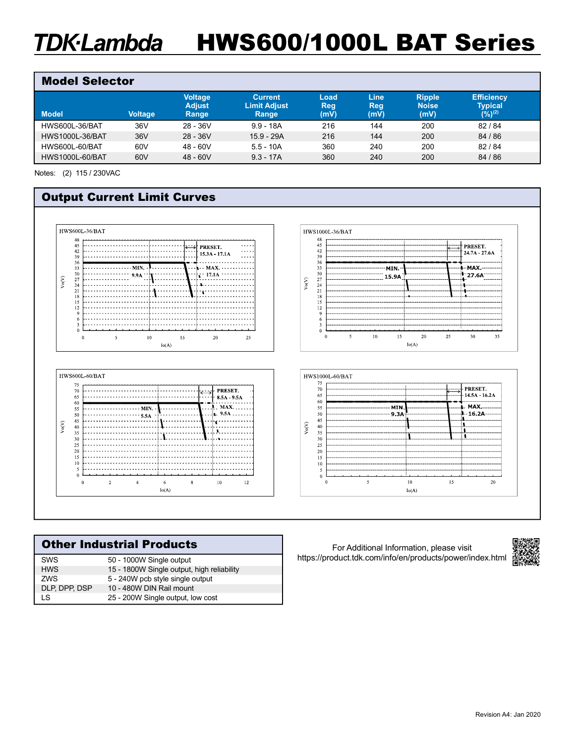# TDK·Lambda HWS600/1000L BAT Series

## Model Selector

| Model | Voltage | Voltage Adjust Range | Current Limit Adjust Range | Load Reg (mV) | Line Reg (mV) | Ripple Noise (mV) | Efficiency Typical (%)(2) |
|---|---|---|---|---|---|---|---|
| HWS600L-36/BAT | 36V | 28 - 36V | 9.9 - 18A | 216 | 144 | 200 | 82 / 84 |
| HWS1000L-36/BAT | 36V | 28 - 36V | 15.9 - 29A | 216 | 144 | 200 | 84 / 86 |
| HWS600L-60/BAT | 60V | 48 - 60V | 5.5 - 10A | 360 | 240 | 200 | 82 / 84 |
| HWS1000L-60/BAT | 60V | 48 - 60V | 9.3 - 17A | 360 | 240 | 200 | 84 / 86 |

Notes: (2) 115 / 230VAC

## Output Current Limit Curves

HWS600L-36/BAT
Vo(V)
Io(A)
PRESET. 15.3A - 17.1A
MIN. 9.9A
MAX. 17.1A

HWS1000L-36/BAT
Vo(V)
Io(A)
PRESET. 24.7A - 27.6A
MIN. 15.9A
MAX. 27.6A

HWS600L-60/BAT
Vo(V)
Io(A)
PRESET. 8.5A - 9.5A
MIN. 5.5A
MAX. 9.5A

HWS1000L-60/BAT
Vo(V)
Io(A)
PRESET. 14.5A - 16.2A
MIN. 9.3A
MAX. 16.2A

## Other Industrial Products

| | |
|---|---|
| SWS | 50 - 1000W Single output |
| HWS | 15 - 1800W Single output, high reliability |
| ZWS | 5 - 240W pcb style single output |
| DLP, DPP, DSP | 10 - 480W DIN Rail mount |
| LS | 25 - 200W Single output, low cost |

For Additional Information, please visit
https://product.tdk.com/info/en/products/power/index.html

Revision A4: Jan 2020